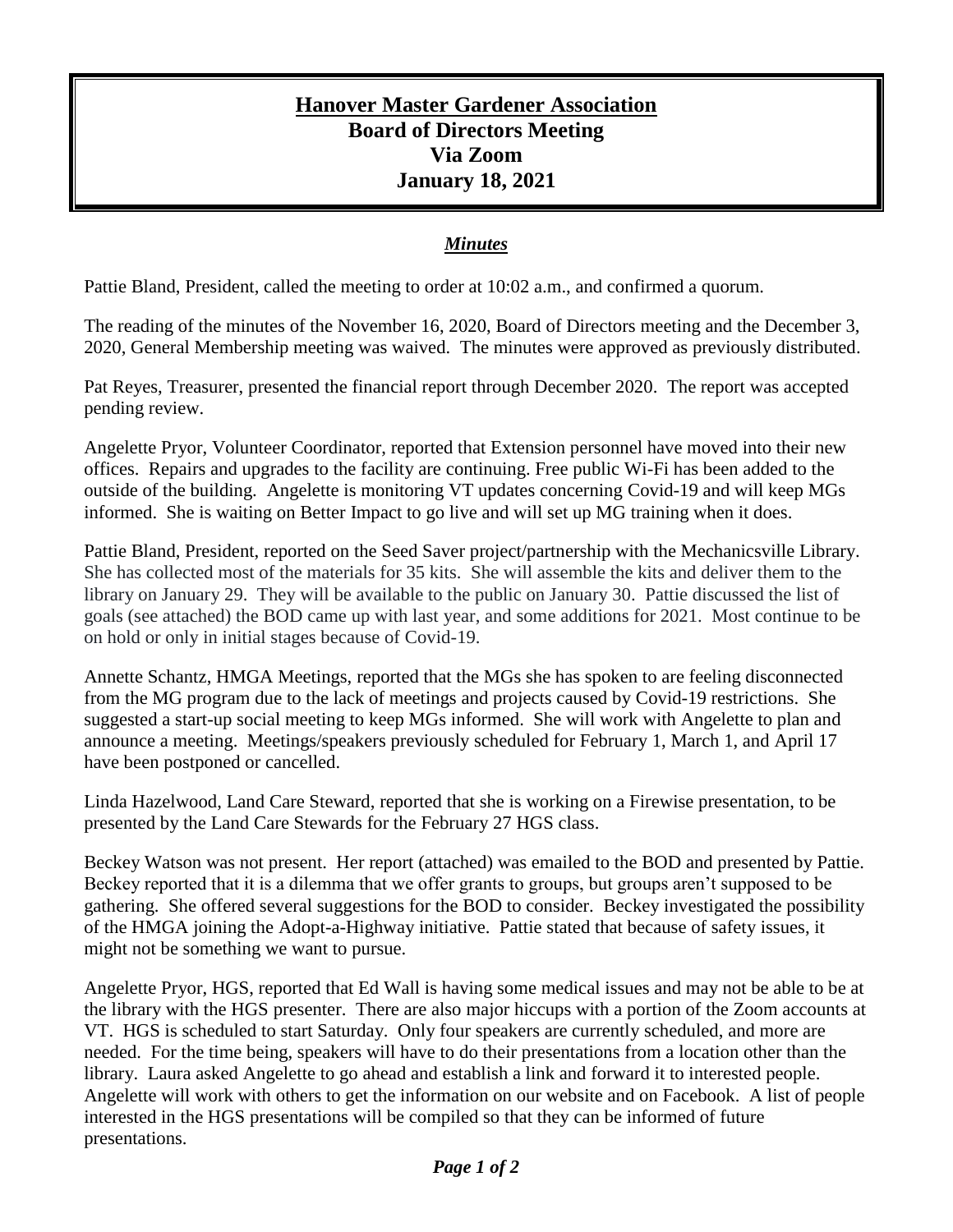# Hanover Master Gardener Association

## Board of Directors Meeting

## Via Zoom

## January 18, 2021

### *Minutes*

Pattie Bland, President, called the meeting to order at 10:02 a.m., and confirmed a quorum.

The reading of the minutes of the November 16, 2020, Board of Directors meeting and the December 3, 2020, General Membership meeting was waived. The minutes were approved as previously distributed.

Pat Reyes, Treasurer, presented the financial report through December 2020. The report was accepted pending review.

Angelette Pryor, Volunteer Coordinator, reported that Extension personnel have moved into their new offices. Repairs and upgrades to the facility are continuing. Free public Wi-Fi has been added to the outside of the building. Angelette is monitoring VT updates concerning Covid-19 and will keep MGs informed. She is waiting on Better Impact to go live and will set up MG training when it does.

Pattie Bland, President, reported on the Seed Saver project/partnership with the Mechanicsville Library. She has collected most of the materials for 35 kits. She will assemble the kits and deliver them to the library on January 29. They will be available to the public on January 30. Pattie discussed the list of goals (see attached) the BOD came up with last year, and some additions for 2021. Most continue to be on hold or only in initial stages because of Covid-19.

Annette Schantz, HMGA Meetings, reported that the MGs she has spoken to are feeling disconnected from the MG program due to the lack of meetings and projects caused by Covid-19 restrictions. She suggested a start-up social meeting to keep MGs informed. She will work with Angelette to plan and announce a meeting. Meetings/speakers previously scheduled for February 1, March 1, and April 17 have been postponed or cancelled.

Linda Hazelwood, Land Care Steward, reported that she is working on a Firewise presentation, to be presented by the Land Care Stewards for the February 27 HGS class.

Beckey Watson was not present. Her report (attached) was emailed to the BOD and presented by Pattie. Beckey reported that it is a dilemma that we offer grants to groups, but groups aren't supposed to be gathering. She offered several suggestions for the BOD to consider. Beckey investigated the possibility of the HMGA joining the Adopt-a-Highway initiative. Pattie stated that because of safety issues, it might not be something we want to pursue.

Angelette Pryor, HGS, reported that Ed Wall is having some medical issues and may not be able to be at the library with the HGS presenter. There are also major hiccups with a portion of the Zoom accounts at VT. HGS is scheduled to start Saturday. Only four speakers are currently scheduled, and more are needed. For the time being, speakers will have to do their presentations from a location other than the library. Laura asked Angelette to go ahead and establish a link and forward it to interested people. Angelette will work with others to get the information on our website and on Facebook. A list of people interested in the HGS presentations will be compiled so that they can be informed of future presentations.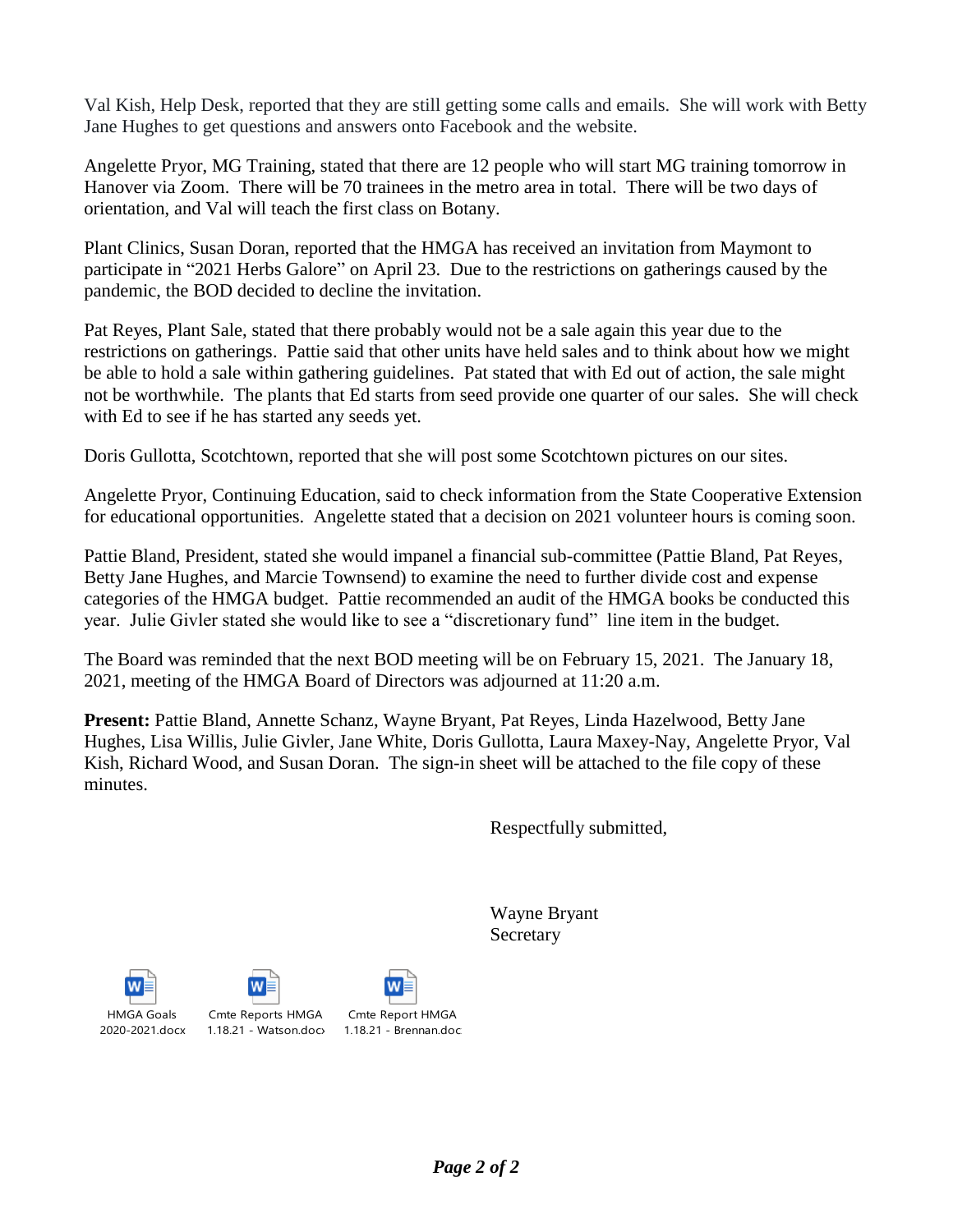Val Kish, Help Desk, reported that they are still getting some calls and emails. She will work with Betty Jane Hughes to get questions and answers onto Facebook and the website.

Angelette Pryor, MG Training, stated that there are 12 people who will start MG training tomorrow in Hanover via Zoom. There will be 70 trainees in the metro area in total. There will be two days of orientation, and Val will teach the first class on Botany.

Plant Clinics, Susan Doran, reported that the HMGA has received an invitation from Maymont to participate in "2021 Herbs Galore" on April 23. Due to the restrictions on gatherings caused by the pandemic, the BOD decided to decline the invitation.

Pat Reyes, Plant Sale, stated that there probably would not be a sale again this year due to the restrictions on gatherings. Pattie said that other units have held sales and to think about how we might be able to hold a sale within gathering guidelines. Pat stated that with Ed out of action, the sale might not be worthwhile. The plants that Ed starts from seed provide one quarter of our sales. She will check with Ed to see if he has started any seeds yet.

Doris Gullotta, Scotchtown, reported that she will post some Scotchtown pictures on our sites.

Angelette Pryor, Continuing Education, said to check information from the State Cooperative Extension for educational opportunities. Angelette stated that a decision on 2021 volunteer hours is coming soon.

Pattie Bland, President, stated she would impanel a financial sub-committee (Pattie Bland, Pat Reyes, Betty Jane Hughes, and Marcie Townsend) to examine the need to further divide cost and expense categories of the HMGA budget. Pattie recommended an audit of the HMGA books be conducted this year. Julie Givler stated she would like to see a "discretionary fund" line item in the budget.

The Board was reminded that the next BOD meeting will be on February 15, 2021. The January 18, 2021, meeting of the HMGA Board of Directors was adjourned at 11:20 a.m.

**Present:** Pattie Bland, Annette Schanz, Wayne Bryant, Pat Reyes, Linda Hazelwood, Betty Jane Hughes, Lisa Willis, Julie Givler, Jane White, Doris Gullotta, Laura Maxey-Nay, Angelette Pryor, Val Kish, Richard Wood, and Susan Doran. The sign-in sheet will be attached to the file copy of these minutes.

Respectfully submitted,

Wayne Bryant
Secretary

HMGA Goals 2020-2021.docx

Cmte Reports HMGA 1.18.21 - Watson.docx

Cmte Report HMGA 1.18.21 - Brennan.doc